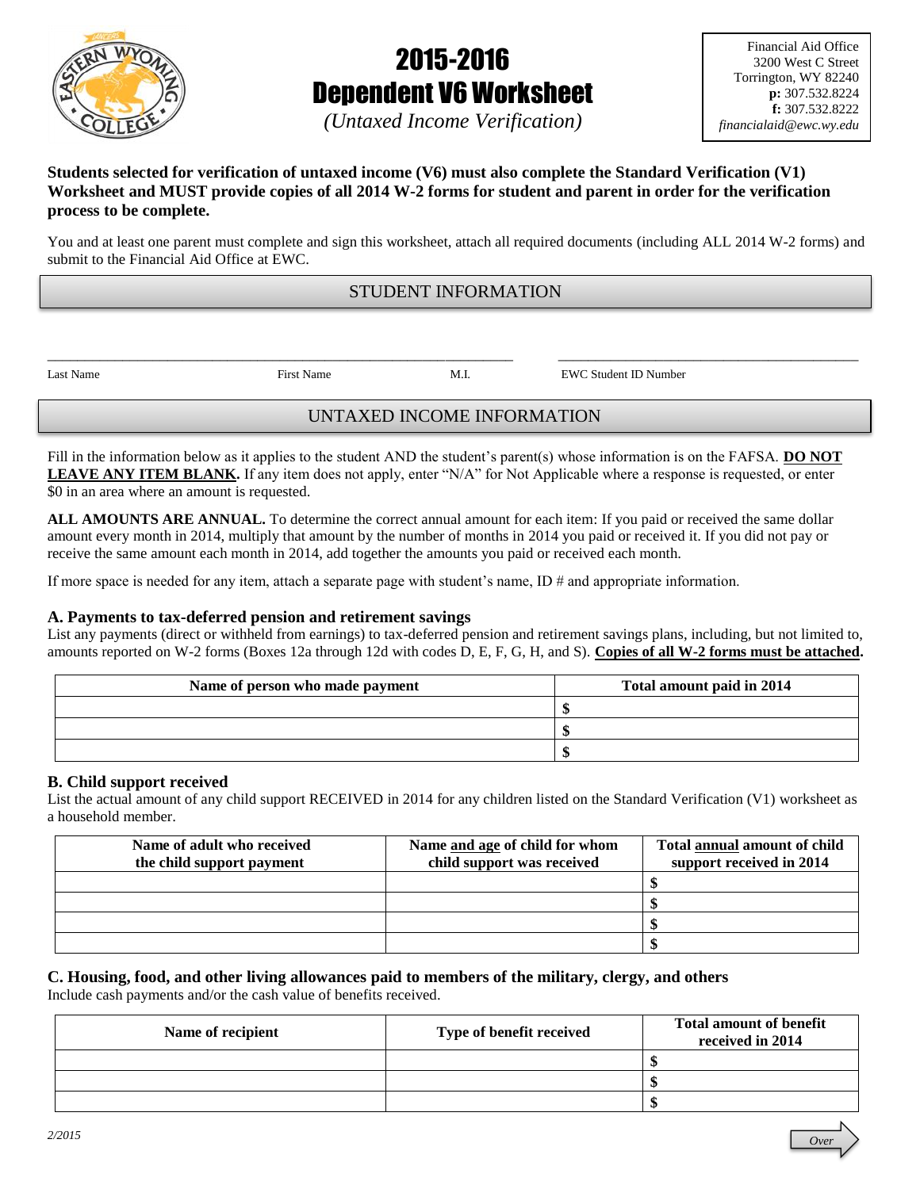# 2015-2016 Dependent V6 Worksheet

*(Untaxed Income Verification)*

Financial Aid Office
3200 West C Street
Torrington, WY 82240
**p:** 307.532.8224
**f:** 307.532.8222
*financialaid@ewc.wy.edu*

**Students selected for verification of untaxed income (V6) must also complete the Standard Verification (V1) Worksheet and MUST provide copies of all 2014 W-2 forms for student and parent in order for the verification process to be complete.**

You and at least one parent must complete and sign this worksheet, attach all required documents (including ALL 2014 W-2 forms) and submit to the Financial Aid Office at EWC.

## STUDENT INFORMATION

_______________________________________________ &nbsp;&nbsp;&nbsp; ______________________________

Last Name &nbsp;&nbsp;&nbsp;&nbsp; First Name &nbsp;&nbsp;&nbsp;&nbsp; M.I. &nbsp;&nbsp;&nbsp;&nbsp; EWC Student ID Number

## UNTAXED INCOME INFORMATION

Fill in the information below as it applies to the student AND the student's parent(s) whose information is on the FAFSA. **DO NOT LEAVE ANY ITEM BLANK.** If any item does not apply, enter "N/A" for Not Applicable where a response is requested, or enter $0 in an area where an amount is requested.

**ALL AMOUNTS ARE ANNUAL.** To determine the correct annual amount for each item: If you paid or received the same dollar amount every month in 2014, multiply that amount by the number of months in 2014 you paid or received it. If you did not pay or receive the same amount each month in 2014, add together the amounts you paid or received each month.

If more space is needed for any item, attach a separate page with student's name, ID # and appropriate information.

### A. Payments to tax-deferred pension and retirement savings

List any payments (direct or withheld from earnings) to tax-deferred pension and retirement savings plans, including, but not limited to, amounts reported on W-2 forms (Boxes 12a through 12d with codes D, E, F, G, H, and S). **Copies of all W-2 forms must be attached.**

| Name of person who made payment | Total amount paid in 2014 |
|---|---|
| | $ |
| | $ |
| | $ |

### B. Child support received

List the actual amount of any child support RECEIVED in 2014 for any children listed on the Standard Verification (V1) worksheet as a household member.

| Name of adult who received the child support payment | Name and age of child for whom child support was received | Total annual amount of child support received in 2014 |
|---|---|---|
| | | $ |
| | | $ |
| | | $ |
| | | $ |

### C. Housing, food, and other living allowances paid to members of the military, clergy, and others

Include cash payments and/or the cash value of benefits received.

| Name of recipient | Type of benefit received | Total amount of benefit received in 2014 |
|---|---|---|
| | | $ |
| | | $ |
| | | $ |

2/2015

Over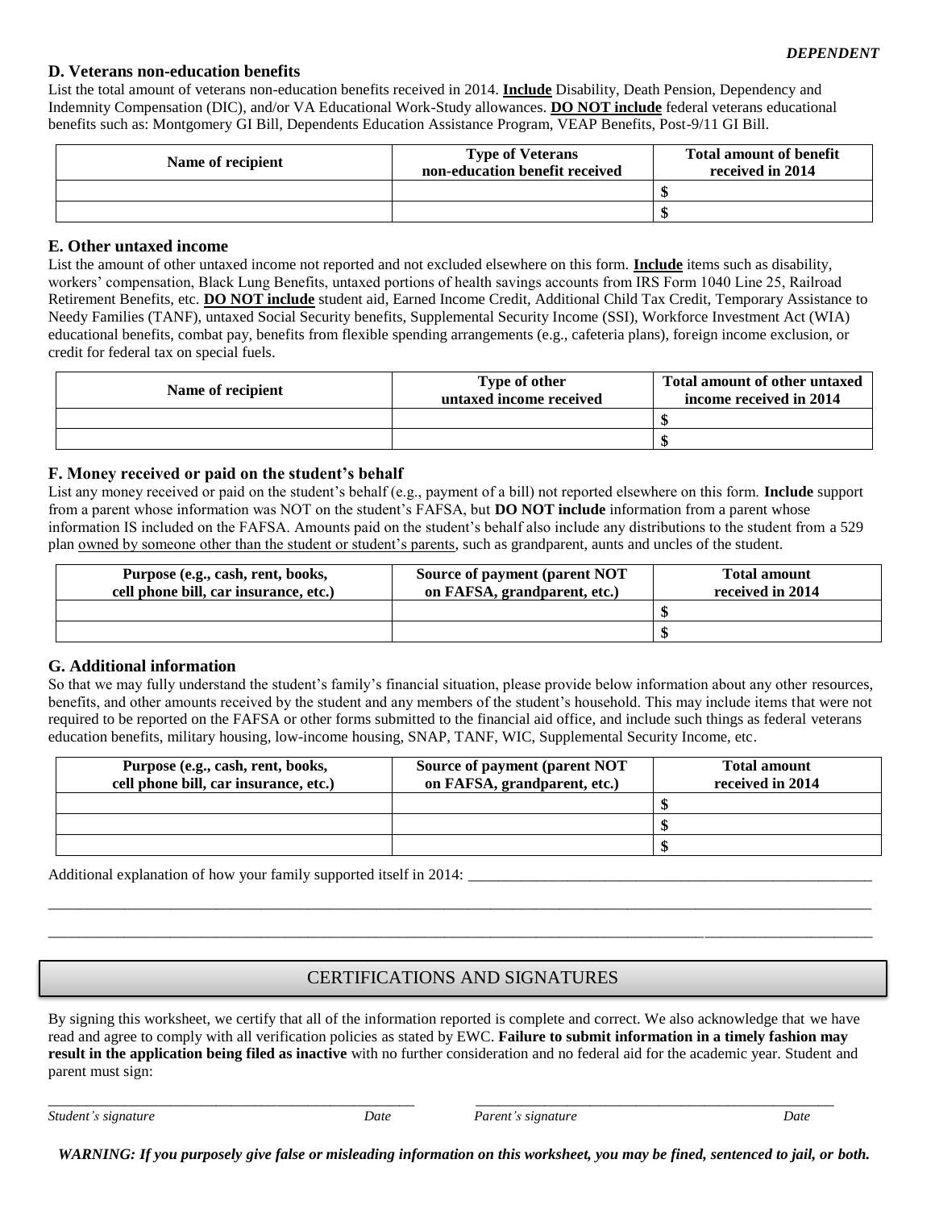*DEPENDENT*

### D. Veterans non-education benefits

List the total amount of veterans non-education benefits received in 2014. **Include** Disability, Death Pension, Dependency and Indemnity Compensation (DIC), and/or VA Educational Work-Study allowances. **DO NOT include** federal veterans educational benefits such as: Montgomery GI Bill, Dependents Education Assistance Program, VEAP Benefits, Post-9/11 GI Bill.

| Name of recipient | Type of Veterans non-education benefit received | Total amount of benefit received in 2014 |
|---|---|---|
| | | $ |
| | | $ |

### E. Other untaxed income

List the amount of other untaxed income not reported and not excluded elsewhere on this form. **Include** items such as disability, workers' compensation, Black Lung Benefits, untaxed portions of health savings accounts from IRS Form 1040 Line 25, Railroad Retirement Benefits, etc. **DO NOT include** student aid, Earned Income Credit, Additional Child Tax Credit, Temporary Assistance to Needy Families (TANF), untaxed Social Security benefits, Supplemental Security Income (SSI), Workforce Investment Act (WIA) educational benefits, combat pay, benefits from flexible spending arrangements (e.g., cafeteria plans), foreign income exclusion, or credit for federal tax on special fuels.

| Name of recipient | Type of other untaxed income received | Total amount of other untaxed income received in 2014 |
|---|---|---|
| | | $ |
| | | $ |

### F. Money received or paid on the student's behalf

List any money received or paid on the student's behalf (e.g., payment of a bill) not reported elsewhere on this form. **Include** support from a parent whose information was NOT on the student's FAFSA, but **DO NOT include** information from a parent whose information IS included on the FAFSA. Amounts paid on the student's behalf also include any distributions to the student from a 529 plan owned by someone other than the student or student's parents, such as grandparent, aunts and uncles of the student.

| Purpose (e.g., cash, rent, books, cell phone bill, car insurance, etc.) | Source of payment (parent NOT on FAFSA, grandparent, etc.) | Total amount received in 2014 |
|---|---|---|
| | | $ |
| | | $ |

### G. Additional information

So that we may fully understand the student's family's financial situation, please provide below information about any other resources, benefits, and other amounts received by the student and any members of the student's household. This may include items that were not required to be reported on the FAFSA or other forms submitted to the financial aid office, and include such things as federal veterans education benefits, military housing, low-income housing, SNAP, TANF, WIC, Supplemental Security Income, etc.

| Purpose (e.g., cash, rent, books, cell phone bill, car insurance, etc.) | Source of payment (parent NOT on FAFSA, grandparent, etc.) | Total amount received in 2014 |
|---|---|---|
| | | $ |
| | | $ |
| | | $ |

Additional explanation of how your family supported itself in 2014: ______________________________________________________

______________________________________________________________________________________________________

______________________________________________________________________________________________________

## CERTIFICATIONS AND SIGNATURES

By signing this worksheet, we certify that all of the information reported is complete and correct. We also acknowledge that we have read and agree to comply with all verification policies as stated by EWC. **Failure to submit information in a timely fashion may result in the application being filed as inactive** with no further consideration and no federal aid for the academic year. Student and parent must sign:

______________________________________________ ______________________________________________

*Student's signature* *Date* *Parent's signature* *Date*

***WARNING: If you purposely give false or misleading information on this worksheet, you may be fined, sentenced to jail, or both.***